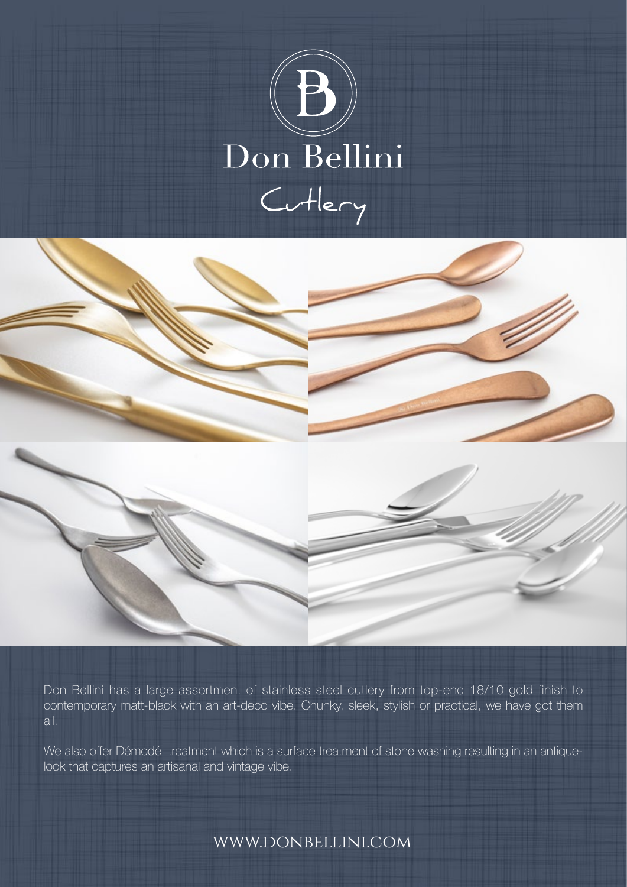# Don Bellini

## Cutlery

Don Bellini has a large assortment of stainless steel cutlery from top-end 18/10 gold finish to contemporary matt-black with an art-deco vibe. Chunky, sleek, stylish or practical, we have got them all.

We also offer Démodé treatment which is a surface treatment of stone washing resulting in an antique-look that captures an artisanal and vintage vibe.

WWW.DONBELLINI.COM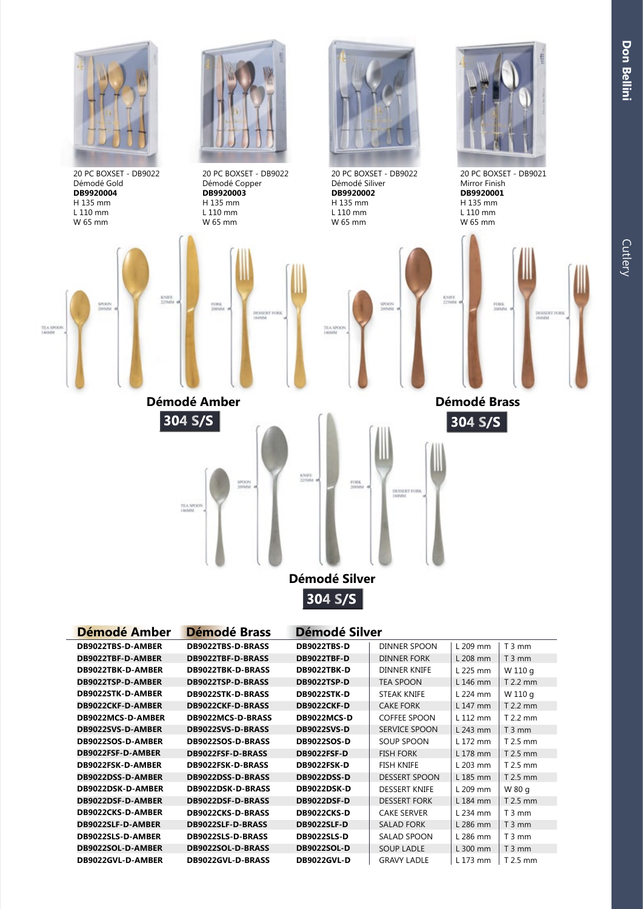20 PC BOXSET - DB9022
Démodé Gold
**DB9920004**
H 135 mm
L 110 mm
W 65 mm

20 PC BOXSET - DB9022
Démodé Copper
**DB9920003**
H 135 mm
L 110 mm
W 65 mm

20 PC BOXSET - DB9022
Démodé Siliver
**DB9920002**
H 135 mm
L 110 mm
W 65 mm

20 PC BOXSET - DB9021
Mirror Finish
**DB9920001**
H 135 mm
L 110 mm
W 65 mm

TEA SPOON 146MM
SPOON 209MM
KNIFE 225MM
FORK 208MM
DESSERT FORK 184MM

## Démodé Amber

**304 S/S**

## Démodé Brass

**304 S/S**

## Démodé Silver

**304 S/S**

| Démodé Amber | Démodé Brass | Démodé Silver | | | |
|---|---|---|---|---|---|
| DB9022TBS-D-AMBER | DB9022TBS-D-BRASS | DB9022TBS-D | DINNER SPOON | L 209 mm | T 3 mm |
| DB9022TBF-D-AMBER | DB9022TBF-D-BRASS | DB9022TBF-D | DINNER FORK | L 208 mm | T 3 mm |
| DB9022TBK-D-AMBER | DB9022TBK-D-BRASS | DB9022TBK-D | DINNER KNIFE | L 225 mm | W 110 g |
| DB9022TSP-D-AMBER | DB9022TSP-D-BRASS | DB9022TSP-D | TEA SPOON | L 146 mm | T 2.2 mm |
| DB9022STK-D-AMBER | DB9022STK-D-BRASS | DB9022STK-D | STEAK KNIFE | L 224 mm | W 110 g |
| DB9022CKF-D-AMBER | DB9022CKF-D-BRASS | DB9022CKF-D | CAKE FORK | L 147 mm | T 2.2 mm |
| DB9022MCS-D-AMBER | DB9022MCS-D-BRASS | DB9022MCS-D | COFFEE SPOON | L 112 mm | T 2.2 mm |
| DB9022SVS-D-AMBER | DB9022SVS-D-BRASS | DB9022SVS-D | SERVICE SPOON | L 243 mm | T 3 mm |
| DB9022SOS-D-AMBER | DB9022SOS-D-BRASS | DB9022SOS-D | SOUP SPOON | L 172 mm | T 2.5 mm |
| DB9022FSF-D-AMBER | DB9022FSF-D-BRASS | DB9022FSF-D | FISH FORK | L 178 mm | T 2.5 mm |
| DB9022FSK-D-AMBER | DB9022FSK-D-BRASS | DB9022FSK-D | FISH KNIFE | L 203 mm | T 2.5 mm |
| DB9022DSS-D-AMBER | DB9022DSS-D-BRASS | DB9022DSS-D | DESSERT SPOON | L 185 mm | T 2.5 mm |
| DB9022DSK-D-AMBER | DB9022DSK-D-BRASS | DB9022DSK-D | DESSERT KNIFE | L 209 mm | W 80 g |
| DB9022DSF-D-AMBER | DB9022DSF-D-BRASS | DB9022DSF-D | DESSERT FORK | L 184 mm | T 2.5 mm |
| DB9022CKS-D-AMBER | DB9022CKS-D-BRASS | DB9022CKS-D | CAKE SERVER | L 234 mm | T 3 mm |
| DB9022SLF-D-AMBER | DB9022SLF-D-BRASS | DB9022SLF-D | SALAD FORK | L 286 mm | T 3 mm |
| DB9022SLS-D-AMBER | DB9022SLS-D-BRASS | DB9022SLS-D | SALAD SPOON | L 286 mm | T 3 mm |
| DB9022SOL-D-AMBER | DB9022SOL-D-BRASS | DB9022SOL-D | SOUP LADLE | L 300 mm | T 3 mm |
| DB9022GVL-D-AMBER | DB9022GVL-D-BRASS | DB9022GVL-D | GRAVY LADLE | L 173 mm | T 2.5 mm |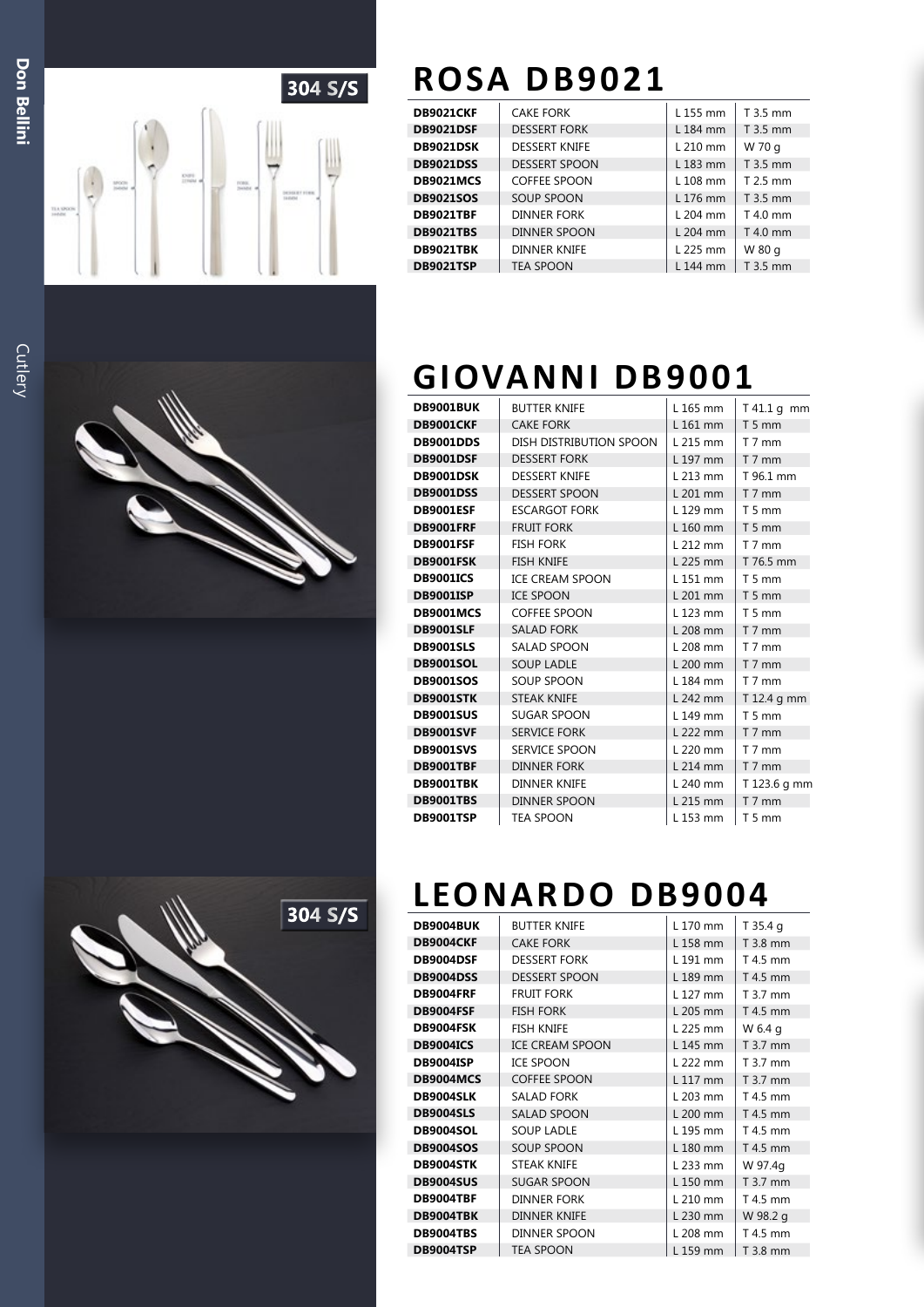304 S/S

# ROSA DB9021

| | | | |
|---|---|---|---|
| DB9021CKF | CAKE FORK | L 155 mm | T 3.5 mm |
| DB9021DSF | DESSERT FORK | L 184 mm | T 3.5 mm |
| DB9021DSK | DESSERT KNIFE | L 210 mm | W 70 g |
| DB9021DSS | DESSERT SPOON | L 183 mm | T 3.5 mm |
| DB9021MCS | COFFEE SPOON | L 108 mm | T 2.5 mm |
| DB9021SOS | SOUP SPOON | L 176 mm | T 3.5 mm |
| DB9021TBF | DINNER FORK | L 204 mm | T 4.0 mm |
| DB9021TBS | DINNER SPOON | L 204 mm | T 4.0 mm |
| DB9021TBK | DINNER KNIFE | L 225 mm | W 80 g |
| DB9021TSP | TEA SPOON | L 144 mm | T 3.5 mm |

# GIOVANNI DB9001

| | | | |
|---|---|---|---|
| DB9001BUK | BUTTER KNIFE | L 165 mm | T 41.1 g mm |
| DB9001CKF | CAKE FORK | L 161 mm | T 5 mm |
| DB9001DDS | DISH DISTRIBUTION SPOON | L 215 mm | T 7 mm |
| DB9001DSF | DESSERT FORK | L 197 mm | T 7 mm |
| DB9001DSK | DESSERT KNIFE | L 213 mm | T 96.1 mm |
| DB9001DSS | DESSERT SPOON | L 201 mm | T 7 mm |
| DB9001ESF | ESCARGOT FORK | L 129 mm | T 5 mm |
| DB9001FRF | FRUIT FORK | L 160 mm | T 5 mm |
| DB9001FSF | FISH FORK | L 212 mm | T 7 mm |
| DB9001FSK | FISH KNIFE | L 225 mm | T 76.5 mm |
| DB9001ICS | ICE CREAM SPOON | L 151 mm | T 5 mm |
| DB9001ISP | ICE SPOON | L 201 mm | T 5 mm |
| DB9001MCS | COFFEE SPOON | L 123 mm | T 5 mm |
| DB9001SLF | SALAD FORK | L 208 mm | T 7 mm |
| DB9001SLS | SALAD SPOON | L 208 mm | T 7 mm |
| DB9001SOL | SOUP LADLE | L 200 mm | T 7 mm |
| DB9001SOS | SOUP SPOON | L 184 mm | T 7 mm |
| DB9001STK | STEAK KNIFE | L 242 mm | T 12.4 g mm |
| DB9001SUS | SUGAR SPOON | L 149 mm | T 5 mm |
| DB9001SVF | SERVICE FORK | L 222 mm | T 7 mm |
| DB9001SVS | SERVICE SPOON | L 220 mm | T 7 mm |
| DB9001TBF | DINNER FORK | L 214 mm | T 7 mm |
| DB9001TBK | DINNER KNIFE | L 240 mm | T 123.6 g mm |
| DB9001TBS | DINNER SPOON | L 215 mm | T 7 mm |
| DB9001TSP | TEA SPOON | L 153 mm | T 5 mm |

304 S/S

# LEONARDO DB9004

| | | | |
|---|---|---|---|
| DB9004BUK | BUTTER KNIFE | L 170 mm | T 35.4 g |
| DB9004CKF | CAKE FORK | L 158 mm | T 3.8 mm |
| DB9004DSF | DESSERT FORK | L 191 mm | T 4.5 mm |
| DB9004DSS | DESSERT SPOON | L 189 mm | T 4.5 mm |
| DB9004FRF | FRUIT FORK | L 127 mm | T 3.7 mm |
| DB9004FSF | FISH FORK | L 205 mm | T 4.5 mm |
| DB9004FSK | FISH KNIFE | L 225 mm | W 6.4 g |
| DB9004ICS | ICE CREAM SPOON | L 145 mm | T 3.7 mm |
| DB9004ISP | ICE SPOON | L 222 mm | T 3.7 mm |
| DB9004MCS | COFFEE SPOON | L 117 mm | T 3.7 mm |
| DB9004SLK | SALAD FORK | L 203 mm | T 4.5 mm |
| DB9004SLS | SALAD SPOON | L 200 mm | T 4.5 mm |
| DB9004SOL | SOUP LADLE | L 195 mm | T 4.5 mm |
| DB9004SOS | SOUP SPOON | L 180 mm | T 4.5 mm |
| DB9004STK | STEAK KNIFE | L 233 mm | W 97.4g |
| DB9004SUS | SUGAR SPOON | L 150 mm | T 3.7 mm |
| DB9004TBF | DINNER FORK | L 210 mm | T 4.5 mm |
| DB9004TBK | DINNER KNIFE | L 230 mm | W 98.2 g |
| DB9004TBS | DINNER SPOON | L 208 mm | T 4.5 mm |
| DB9004TSP | TEA SPOON | L 159 mm | T 3.8 mm |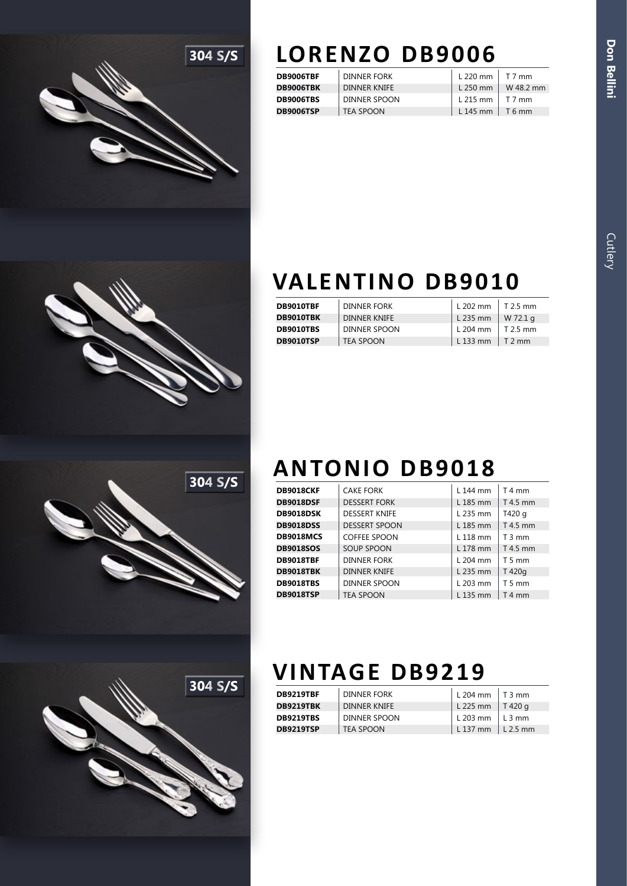304 S/S

## LORENZO DB9006

| | | | |
|---|---|---|---|
| DB9006TBF | DINNER FORK | L 220 mm | T 7 mm |
| DB9006TBK | DINNER KNIFE | L 250 mm | W 48.2 mm |
| DB9006TBS | DINNER SPOON | L 215 mm | T 7 mm |
| DB9006TSP | TEA SPOON | L 145 mm | T 6 mm |

## VALENTINO DB9010

| | | | |
|---|---|---|---|
| DB9010TBF | DINNER FORK | L 202 mm | T 2.5 mm |
| DB9010TBK | DINNER KNIFE | L 235 mm | W 72.1 g |
| DB9010TBS | DINNER SPOON | L 204 mm | T 2.5 mm |
| DB9010TSP | TEA SPOON | L 133 mm | T 2 mm |

304 S/S

## ANTONIO DB9018

| | | | |
|---|---|---|---|
| DB9018CKF | CAKE FORK | L 144 mm | T 4 mm |
| DB9018DSF | DESSERT FORK | L 185 mm | T 4.5 mm |
| DB9018DSK | DESSERT KNIFE | L 235 mm | T420 g |
| DB9018DSS | DESSERT SPOON | L 185 mm | T 4.5 mm |
| DB9018MCS | COFFEE SPOON | L 118 mm | T 3 mm |
| DB9018SOS | SOUP SPOON | L 178 mm | T 4.5 mm |
| DB9018TBF | DINNER FORK | L 204 mm | T 5 mm |
| DB9018TBK | DINNER KNIFE | L 235 mm | T 420g |
| DB9018TBS | DINNER SPOON | L 203 mm | T 5 mm |
| DB9018TSP | TEA SPOON | L 135 mm | T 4 mm |

304 S/S

## VINTAGE DB9219

| | | | |
|---|---|---|---|
| DB9219TBF | DINNER FORK | L 204 mm | T 3 mm |
| DB9219TBK | DINNER KNIFE | L 225 mm | T 420 g |
| DB9219TBS | DINNER SPOON | L 203 mm | L 3 mm |
| DB9219TSP | TEA SPOON | L 137 mm | L 2.5 mm |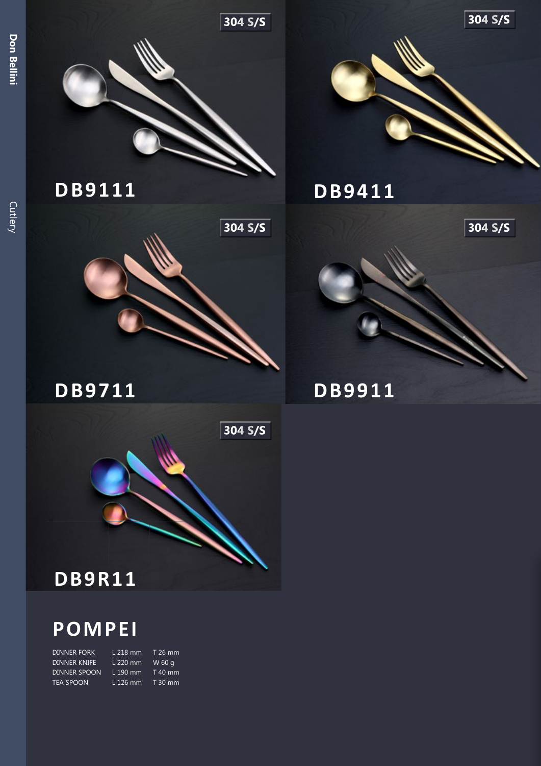304 S/S

## DB9111

304 S/S

## DB9411

304 S/S

## DB9711

304 S/S

## DB9911

304 S/S

## DB9R11

# POMPEI

| | | |
|---|---|---|
| DINNER FORK | L 218 mm | T 26 mm |
| DINNER KNIFE | L 220 mm | W 60 g |
| DINNER SPOON | L 190 mm | T 40 mm |
| TEA SPOON | L 126 mm | T 30 mm |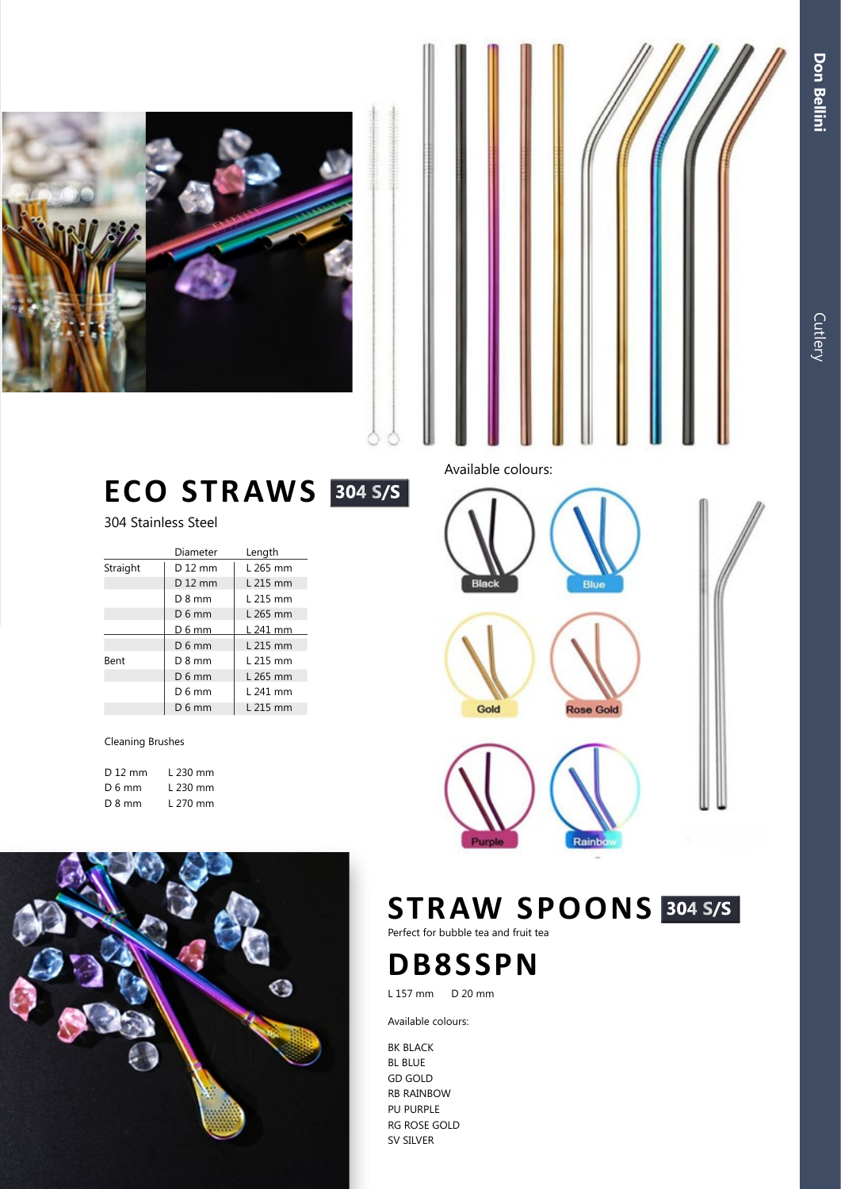## ECO STRAWS 304 S/S

304 Stainless Steel

| | Diameter | Length |
|---|---|---|
| Straight | D 12 mm | L 265 mm |
| | D 12 mm | L 215 mm |
| | D 8 mm | L 215 mm |
| | D 6 mm | L 265 mm |
| | D 6 mm | L 241 mm |
| | D 6 mm | L 215 mm |
| Bent | D 8 mm | L 215 mm |
| | D 6 mm | L 265 mm |
| | D 6 mm | L 241 mm |
| | D 6 mm | L 215 mm |

Cleaning Brushes

| | |
|---|---|
| D 12 mm | L 230 mm |
| D 6 mm | L 230 mm |
| D 8 mm | L 270 mm |

Available colours:

Black
Blue
Gold
Rose Gold
Purple
Rainbow

## STRAW SPOONS 304 S/S

Perfect for bubble tea and fruit tea

## DB8SSPN

L 157 mm    D 20 mm

Available colours:

BK BLACK
BL BLUE
GD GOLD
RB RAINBOW
PU PURPLE
RG ROSE GOLD
SV SILVER